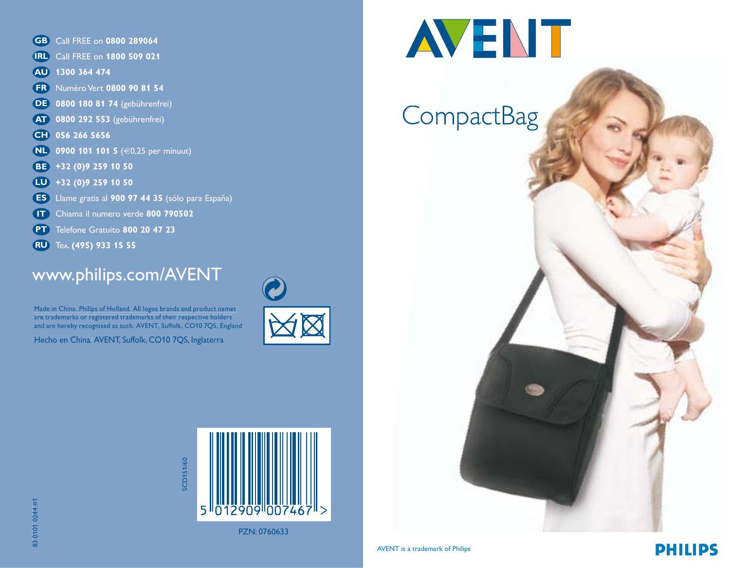# AVENT

## CompactBag

- **GB** Call FREE on **0800 289064**
- **IRL** Call FREE on **1800 509 021**
- **AU** **1300 364 474**
- **FR** Numéro Vert **0800 90 81 54**
- **DE** **0800 180 81 74** (gebührenfrei)
- **AT** **0800 292 553** (gebührenfrei)
- **CH** **056 266 5656**
- **NL** **0900 101 101 5** (€0,25 per minuut)
- **BE** **+32 (0)9 259 10 50**
- **LU** **+32 (0)9 259 10 50**
- **ES** Llame gratis al **900 97 44 35** (sólo para España)
- **IT** Chiama il numero verde **800 790502**
- **PT** Telefone Gratuito **800 20 47 23**
- **RU** Тел. **(495) 933 15 55**

www.philips.com/AVENT

Made in China. Philips of Holland. All logos brands and product names are trademarks or registered trademarks of their respective holders and are hereby recognised as such. AVENT, Suffolk, CO10 7QS, England

Hecho en China. AVENT, Suffolk, CO10 7QS, Inglaterra

SCD151/60

5 012909 007467 >

PZN: 0760633

83 0101 0244 #1

AVENT is a trademark of Philips

PHILIPS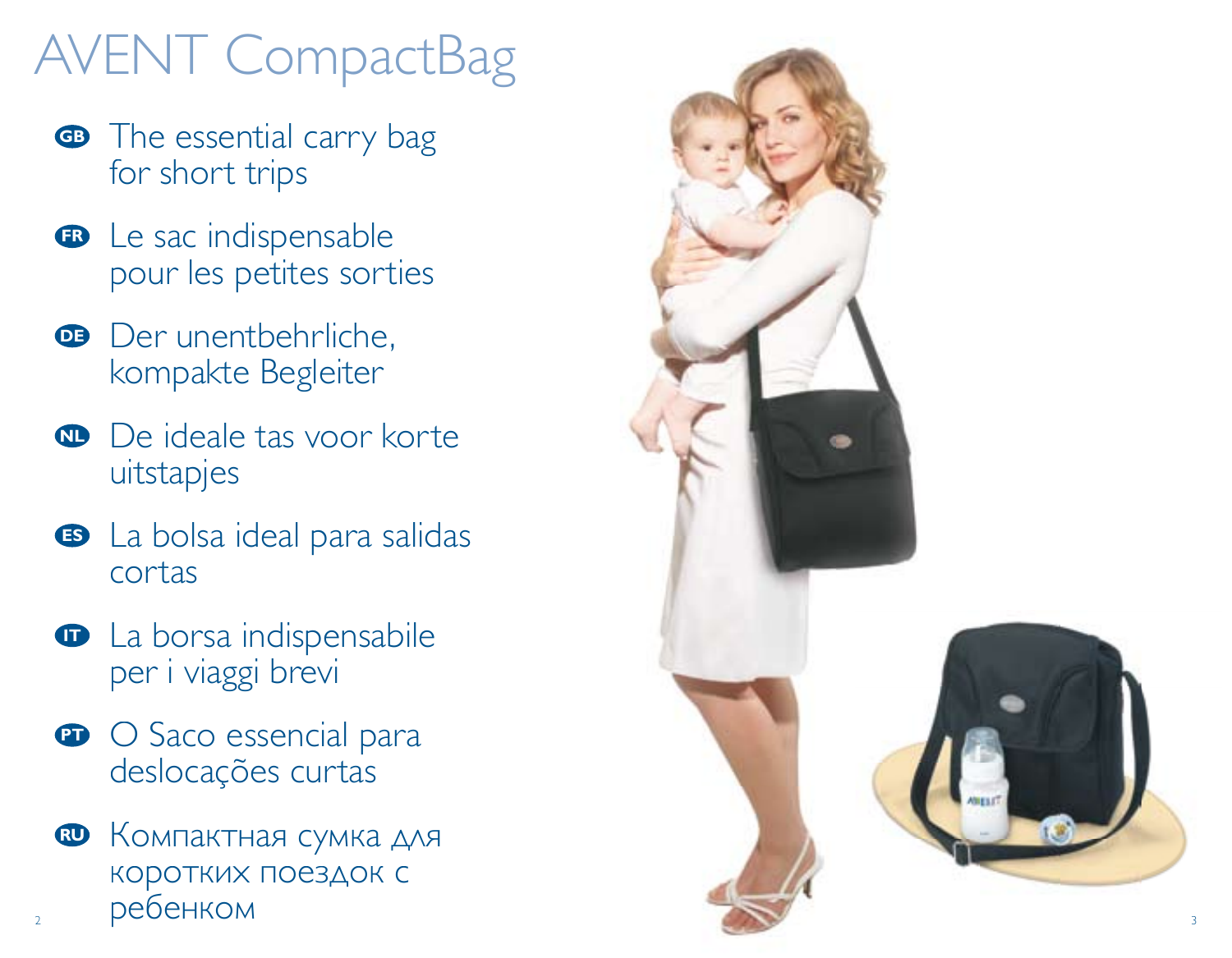# AVENT CompactBag

**GB** The essential carry bag for short trips

**FR** Le sac indispensable pour les petites sorties

**DE** Der unentbehrliche, kompakte Begleiter

**NL** De ideale tas voor korte uitstapjes

**ES** La bolsa ideal para salidas cortas

**IT** La borsa indispensabile per i viaggi brevi

**PT** O Saco essencial para deslocações curtas

**RU** Компактная сумка для коротких поездок с ребенком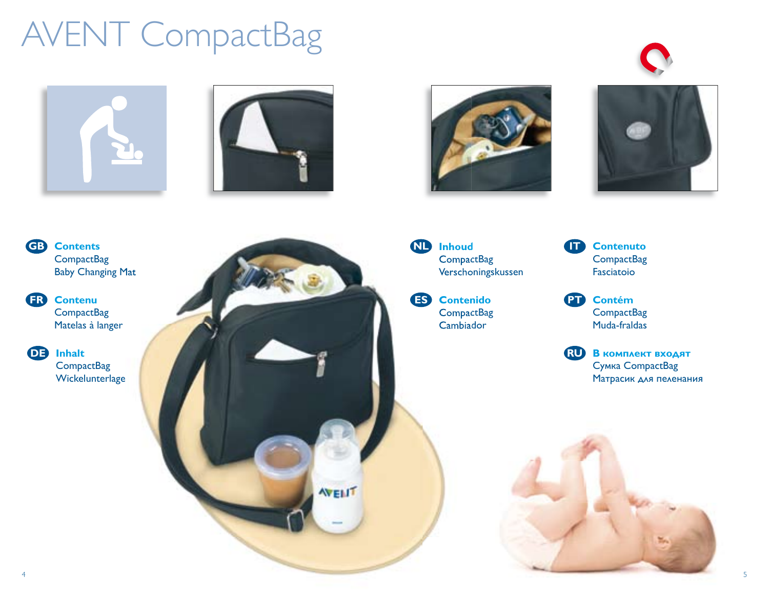# AVENT CompactBag

**GB** **Contents**
CompactBag
Baby Changing Mat

**FR** **Contenu**
CompactBag
Matelas à langer

**DE** **Inhalt**
CompactBag
Wickelunterlage

**NL** **Inhoud**
CompactBag
Verschoningskussen

**ES** **Contenido**
CompactBag
Cambiador

**IT** **Contenuto**
CompactBag
Fasciatoio

**PT** **Contém**
CompactBag
Muda-fraldas

**RU** **В комплект входят**
Сумка CompactBag
Матрасик для пеленания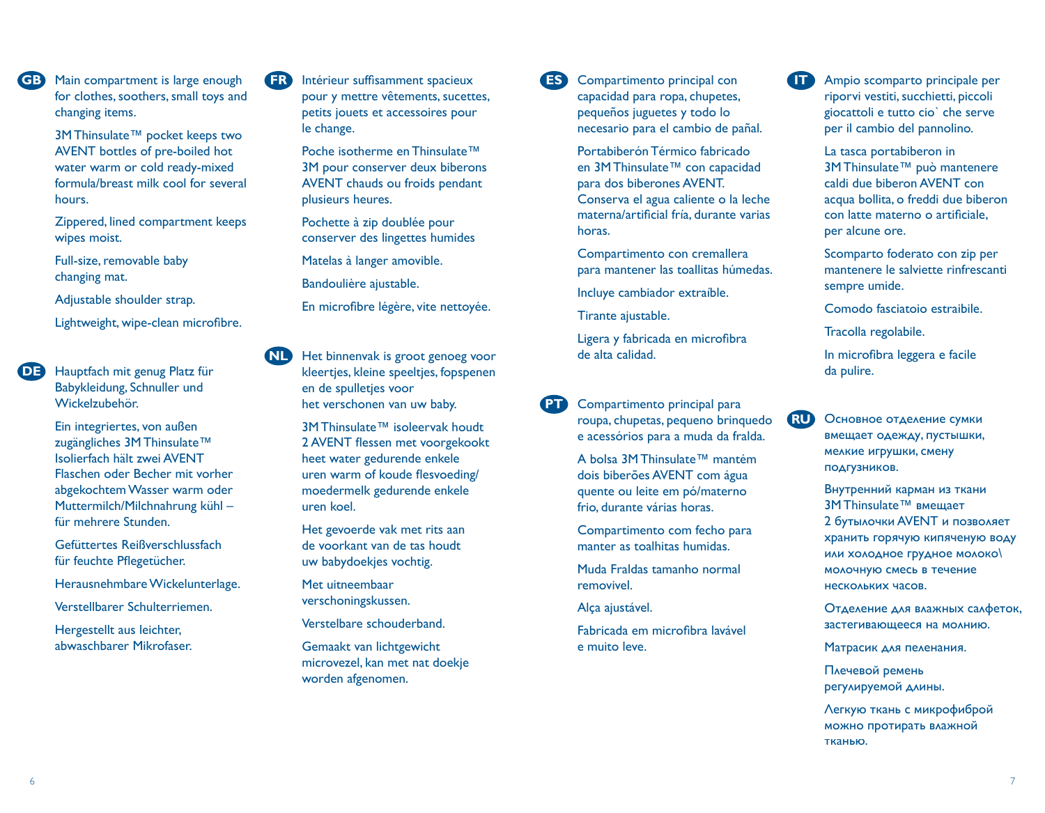**GB**

Main compartment is large enough for clothes, soothers, small toys and changing items.

3M Thinsulate™ pocket keeps two AVENT bottles of pre-boiled hot water warm or cold ready-mixed formula/breast milk cool for several hours.

Zippered, lined compartment keeps wipes moist.

Full-size, removable baby changing mat.

Adjustable shoulder strap.

Lightweight, wipe-clean microfibre.

**DE**

Hauptfach mit genug Platz für Babykleidung, Schnuller und Wickelzubehör.

Ein integriertes, von außen zugängliches 3M Thinsulate™ Isolierfach hält zwei AVENT Flaschen oder Becher mit vorher abgekochtem Wasser warm oder Muttermilch/Milchnahrung kühl – für mehrere Stunden.

Gefüttertes Reißverschlussfach für feuchte Pflegetücher.

Herausnehmbare Wickelunterlage.

Verstellbarer Schulterriemen.

Hergestellt aus leichter, abwaschbarer Mikrofaser.

**FR**

Intérieur suffisamment spacieux pour y mettre vêtements, sucettes, petits jouets et accessoires pour le change.

Poche isotherme en Thinsulate™ 3M pour conserver deux biberons AVENT chauds ou froids pendant plusieurs heures.

Pochette à zip doublée pour conserver des lingettes humides

Matelas à langer amovible.

Bandoulière ajustable.

En microfibre légère, vite nettoyée.

**NL**

Het binnenvak is groot genoeg voor kleertjes, kleine speeltjes, fopspenen en de spulletjes voor het verschonen van uw baby.

3M Thinsulate™ isoleervak houdt 2 AVENT flessen met voorgekookt heet water gedurende enkele uren warm of koude flesvoeding/ moedermelk gedurende enkele uren koel.

Het gevoerde vak met rits aan de voorkant van de tas houdt uw babydoekjes vochtig.

Met uitneembaar verschoningskussen.

Verstelbare schouderband.

Gemaakt van lichtgewicht microvezel, kan met nat doekje worden afgenomen.

**ES**

Compartimento principal con capacidad para ropa, chupetes, pequeños juguetes y todo lo necesario para el cambio de pañal.

Portabiberón Térmico fabricado en 3M Thinsulate™ con capacidad para dos biberones AVENT. Conserva el agua caliente o la leche materna/artificial fría, durante varias horas.

Compartimento con cremallera para mantener las toallitas húmedas.

Incluye cambiador extraíble.

Tirante ajustable.

Ligera y fabricada en microfibra de alta calidad.

**PT**

Compartimento principal para roupa, chupetas, pequeno brinquedo e acessórios para a muda da fralda.

A bolsa 3M Thinsulate™ mantém dois biberões AVENT com água quente ou leite em pó/materno frio, durante várias horas.

Compartimento com fecho para manter as toalhitas humidas.

Muda Fraldas tamanho normal removivel.

Alça ajustável.

Fabricada em microfibra lavável e muito leve.

**IT**

Ampio scomparto principale per riporvi vestiti, succhietti, piccoli giocattoli e tutto cio` che serve per il cambio del pannolino.

La tasca portabiberon in 3M Thinsulate™ può mantenere caldi due biberon AVENT con acqua bollita, o freddi due biberon con latte materno o artificiale, per alcune ore.

Scomparto foderato con zip per mantenere le salviette rinfrescanti sempre umide.

Comodo fasciatoio estraibile.

Tracolla regolabile.

In microfibra leggera e facile da pulire.

**RU**

Основное отделение сумки вмещает одежду, пустышки, мелкие игрушки, смену подгузников.

Внутренний карман из ткани 3M Thinsulate™ вмещает 2 бутылочки AVENT и позволяет хранить горячую кипяченую воду или холодное грудное молоко\ молочную смесь в течение нескольких часов.

Отделение для влажных салфеток, застегивающееся на молнию.

Матрасик для пеленания.

Плечевой ремень регулируемой длины.

Легкую ткань с микрофиброй можно протирать влажной тканью.